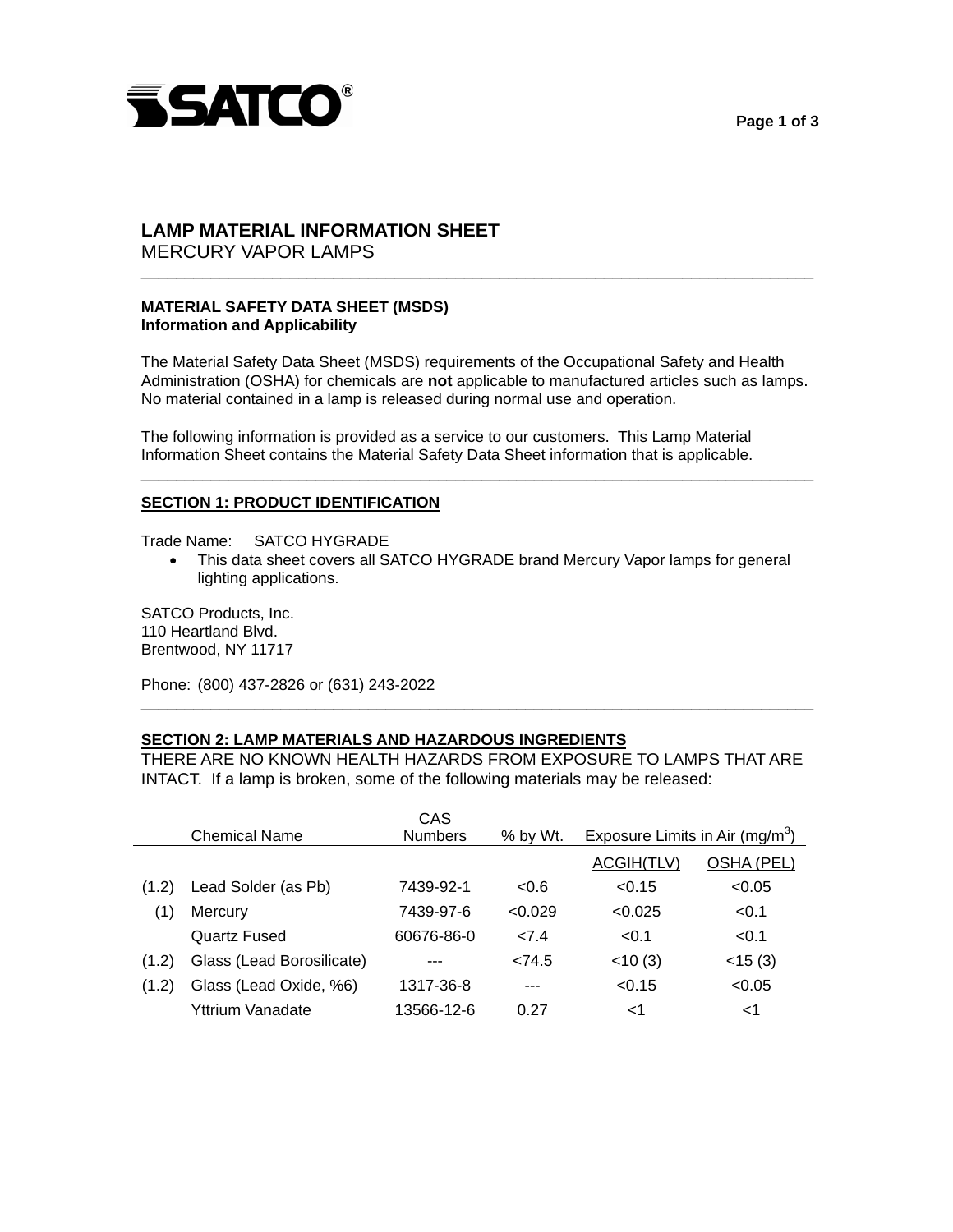SATCO®

# LAMP MATERIAL INFORMATION SHEET

MERCURY VAPOR LAMPS

---

**MATERIAL SAFETY DATA SHEET (MSDS)**
**Information and Applicability**

The Material Safety Data Sheet (MSDS) requirements of the Occupational Safety and Health Administration (OSHA) for chemicals are **not** applicable to manufactured articles such as lamps. No material contained in a lamp is released during normal use and operation.

The following information is provided as a service to our customers. This Lamp Material Information Sheet contains the Material Safety Data Sheet information that is applicable.

---

## SECTION 1: PRODUCT IDENTIFICATION

Trade Name: SATCO HYGRADE

- This data sheet covers all SATCO HYGRADE brand Mercury Vapor lamps for general lighting applications.

SATCO Products, Inc.
110 Heartland Blvd.
Brentwood, NY 11717

Phone: (800) 437-2826 or (631) 243-2022

---

## SECTION 2: LAMP MATERIALS AND HAZARDOUS INGREDIENTS

THERE ARE NO KNOWN HEALTH HAZARDS FROM EXPOSURE TO LAMPS THAT ARE INTACT. If a lamp is broken, some of the following materials may be released:

| | Chemical Name | CAS Numbers | % by Wt. | Exposure Limits in Air (mg/m$^3$) | |
|---|---|---|---|---|---|
| | | | | ACGIH(TLV) | OSHA (PEL) |
| (1.2) | Lead Solder (as Pb) | 7439-92-1 | <0.6 | <0.15 | <0.05 |
| (1) | Mercury | 7439-97-6 | <0.029 | <0.025 | <0.1 |
| | Quartz Fused | 60676-86-0 | <7.4 | <0.1 | <0.1 |
| (1.2) | Glass (Lead Borosilicate) | --- | <74.5 | <10 (3) | <15 (3) |
| (1.2) | Glass (Lead Oxide, %6) | 1317-36-8 | --- | <0.15 | <0.05 |
| | Yttrium Vanadate | 13566-12-6 | 0.27 | <1 | <1 |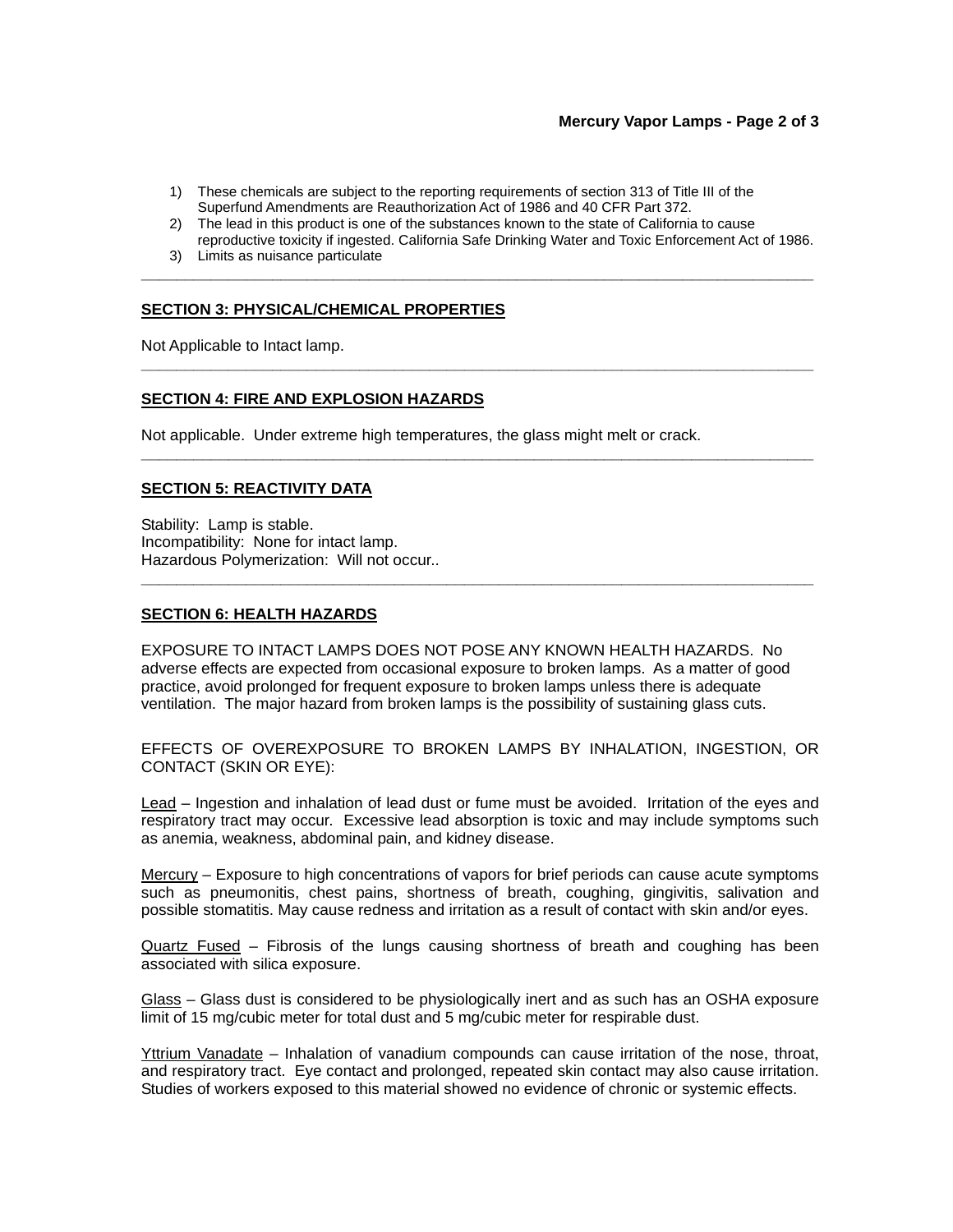1) These chemicals are subject to the reporting requirements of section 313 of Title III of the Superfund Amendments are Reauthorization Act of 1986 and 40 CFR Part 372.
2) The lead in this product is one of the substances known to the state of California to cause reproductive toxicity if ingested. California Safe Drinking Water and Toxic Enforcement Act of 1986.
3) Limits as nuisance particulate

---

## SECTION 3: PHYSICAL/CHEMICAL PROPERTIES

Not Applicable to Intact lamp.

---

## SECTION 4: FIRE AND EXPLOSION HAZARDS

Not applicable. Under extreme high temperatures, the glass might melt or crack.

---

## SECTION 5: REACTIVITY DATA

Stability: Lamp is stable.
Incompatibility: None for intact lamp.
Hazardous Polymerization: Will not occur..

---

## SECTION 6: HEALTH HAZARDS

EXPOSURE TO INTACT LAMPS DOES NOT POSE ANY KNOWN HEALTH HAZARDS. No adverse effects are expected from occasional exposure to broken lamps. As a matter of good practice, avoid prolonged for frequent exposure to broken lamps unless there is adequate ventilation. The major hazard from broken lamps is the possibility of sustaining glass cuts.

EFFECTS OF OVEREXPOSURE TO BROKEN LAMPS BY INHALATION, INGESTION, OR CONTACT (SKIN OR EYE):

Lead – Ingestion and inhalation of lead dust or fume must be avoided. Irritation of the eyes and respiratory tract may occur. Excessive lead absorption is toxic and may include symptoms such as anemia, weakness, abdominal pain, and kidney disease.

Mercury – Exposure to high concentrations of vapors for brief periods can cause acute symptoms such as pneumonitis, chest pains, shortness of breath, coughing, gingivitis, salivation and possible stomatitis. May cause redness and irritation as a result of contact with skin and/or eyes.

Quartz Fused – Fibrosis of the lungs causing shortness of breath and coughing has been associated with silica exposure.

Glass – Glass dust is considered to be physiologically inert and as such has an OSHA exposure limit of 15 mg/cubic meter for total dust and 5 mg/cubic meter for respirable dust.

Yttrium Vanadate – Inhalation of vanadium compounds can cause irritation of the nose, throat, and respiratory tract. Eye contact and prolonged, repeated skin contact may also cause irritation. Studies of workers exposed to this material showed no evidence of chronic or systemic effects.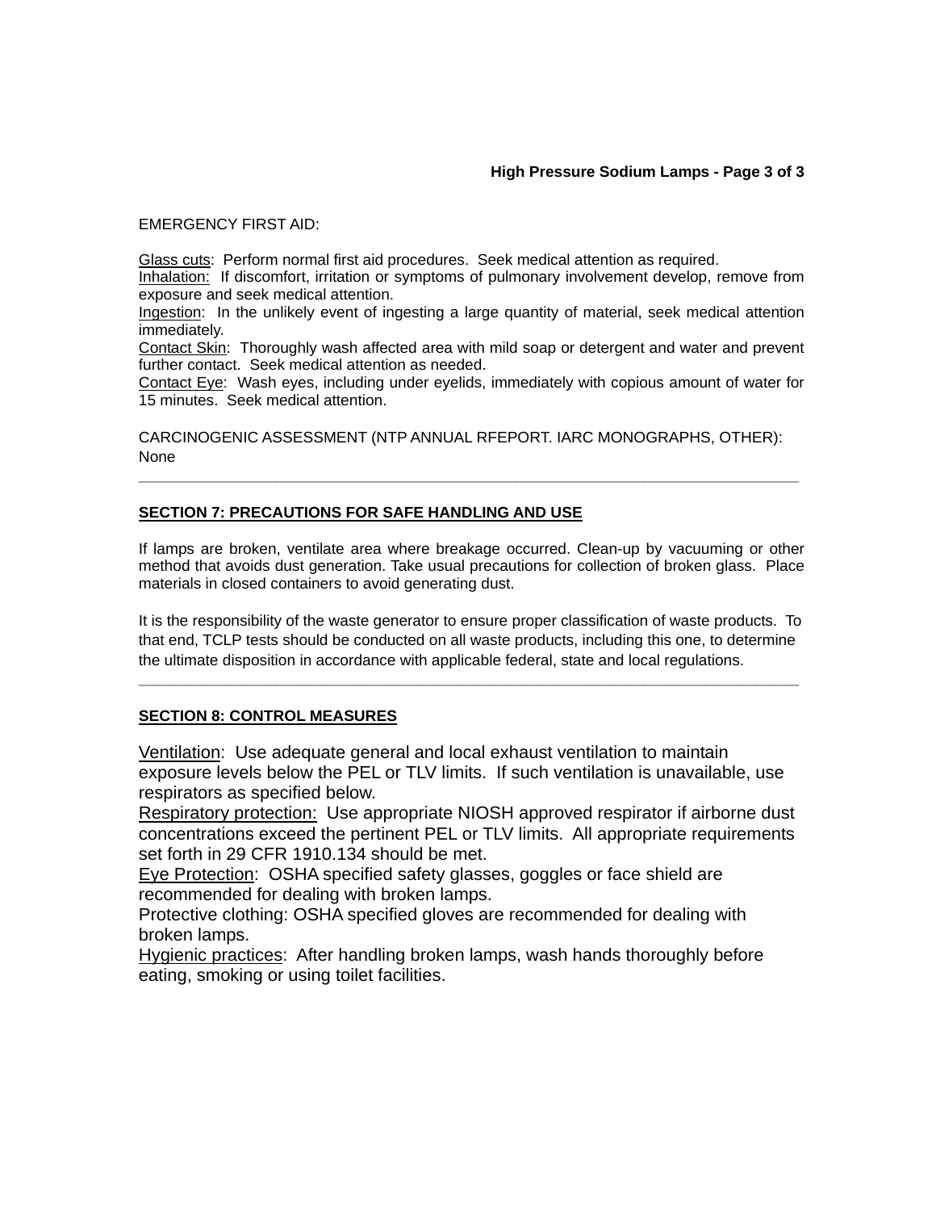EMERGENCY FIRST AID:

Glass cuts: Perform normal first aid procedures. Seek medical attention as required.
Inhalation: If discomfort, irritation or symptoms of pulmonary involvement develop, remove from exposure and seek medical attention.
Ingestion: In the unlikely event of ingesting a large quantity of material, seek medical attention immediately.
Contact Skin: Thoroughly wash affected area with mild soap or detergent and water and prevent further contact. Seek medical attention as needed.
Contact Eye: Wash eyes, including under eyelids, immediately with copious amount of water for 15 minutes. Seek medical attention.

CARCINOGENIC ASSESSMENT (NTP ANNUAL RFEPORT. IARC MONOGRAPHS, OTHER):
None

---

## SECTION 7: PRECAUTIONS FOR SAFE HANDLING AND USE

If lamps are broken, ventilate area where breakage occurred. Clean-up by vacuuming or other method that avoids dust generation. Take usual precautions for collection of broken glass. Place materials in closed containers to avoid generating dust.

It is the responsibility of the waste generator to ensure proper classification of waste products. To that end, TCLP tests should be conducted on all waste products, including this one, to determine the ultimate disposition in accordance with applicable federal, state and local regulations.

---

## SECTION 8: CONTROL MEASURES

Ventilation: Use adequate general and local exhaust ventilation to maintain exposure levels below the PEL or TLV limits. If such ventilation is unavailable, use respirators as specified below.
Respiratory protection: Use appropriate NIOSH approved respirator if airborne dust concentrations exceed the pertinent PEL or TLV limits. All appropriate requirements set forth in 29 CFR 1910.134 should be met.
Eye Protection: OSHA specified safety glasses, goggles or face shield are recommended for dealing with broken lamps.
Protective clothing: OSHA specified gloves are recommended for dealing with broken lamps.
Hygienic practices: After handling broken lamps, wash hands thoroughly before eating, smoking or using toilet facilities.